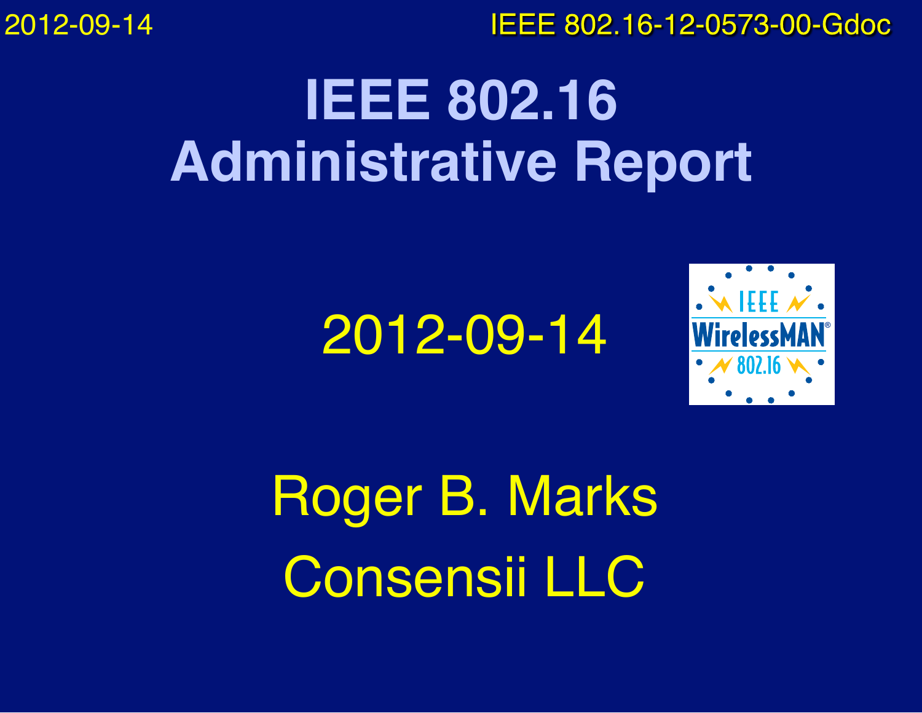# IEEE 802.16 Administrative Report

2012-09-14

Roger B. Marks

Consensii LLC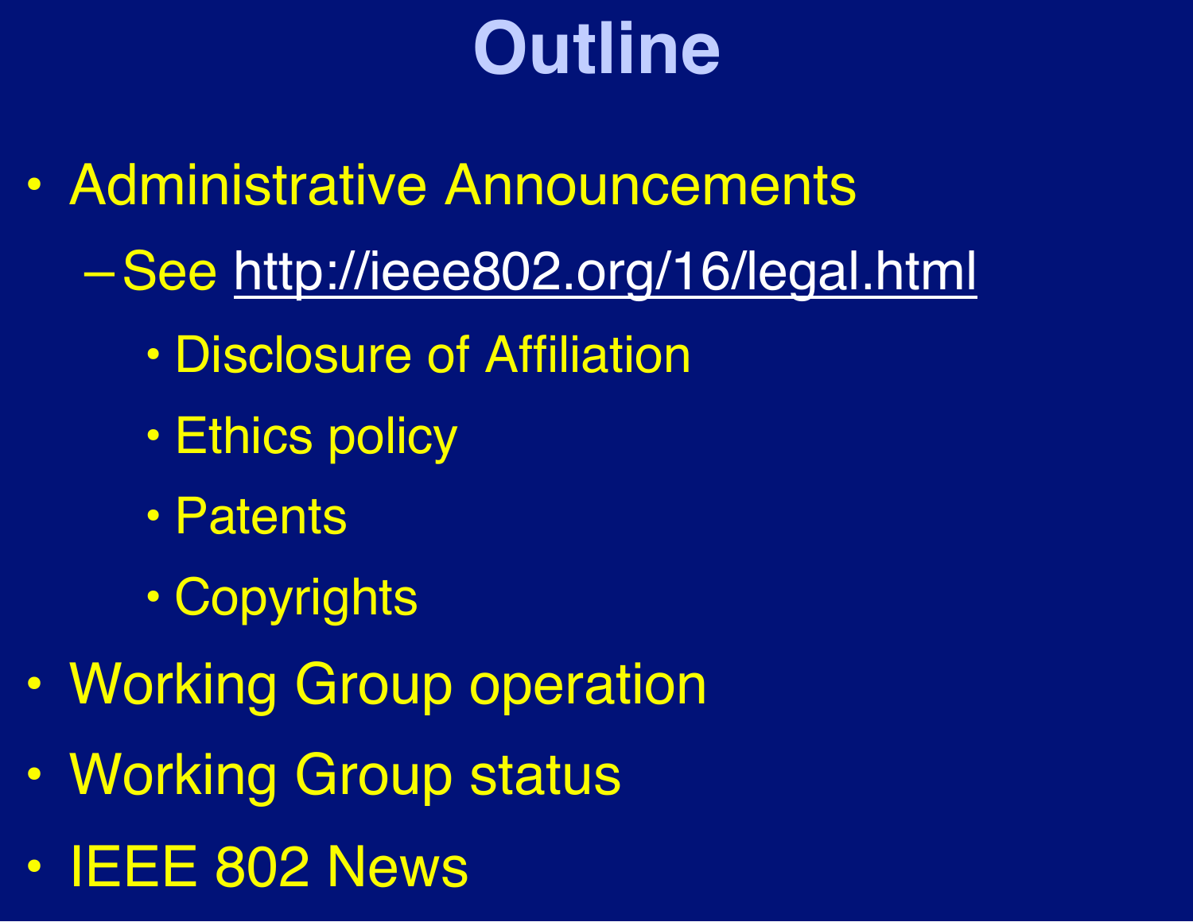# Outline

- Administrative Announcements
  - See http://ieee802.org/16/legal.html
    - Disclosure of Affiliation
    - Ethics policy
    - Patents
    - Copyrights
- Working Group operation
- Working Group status
- IEEE 802 News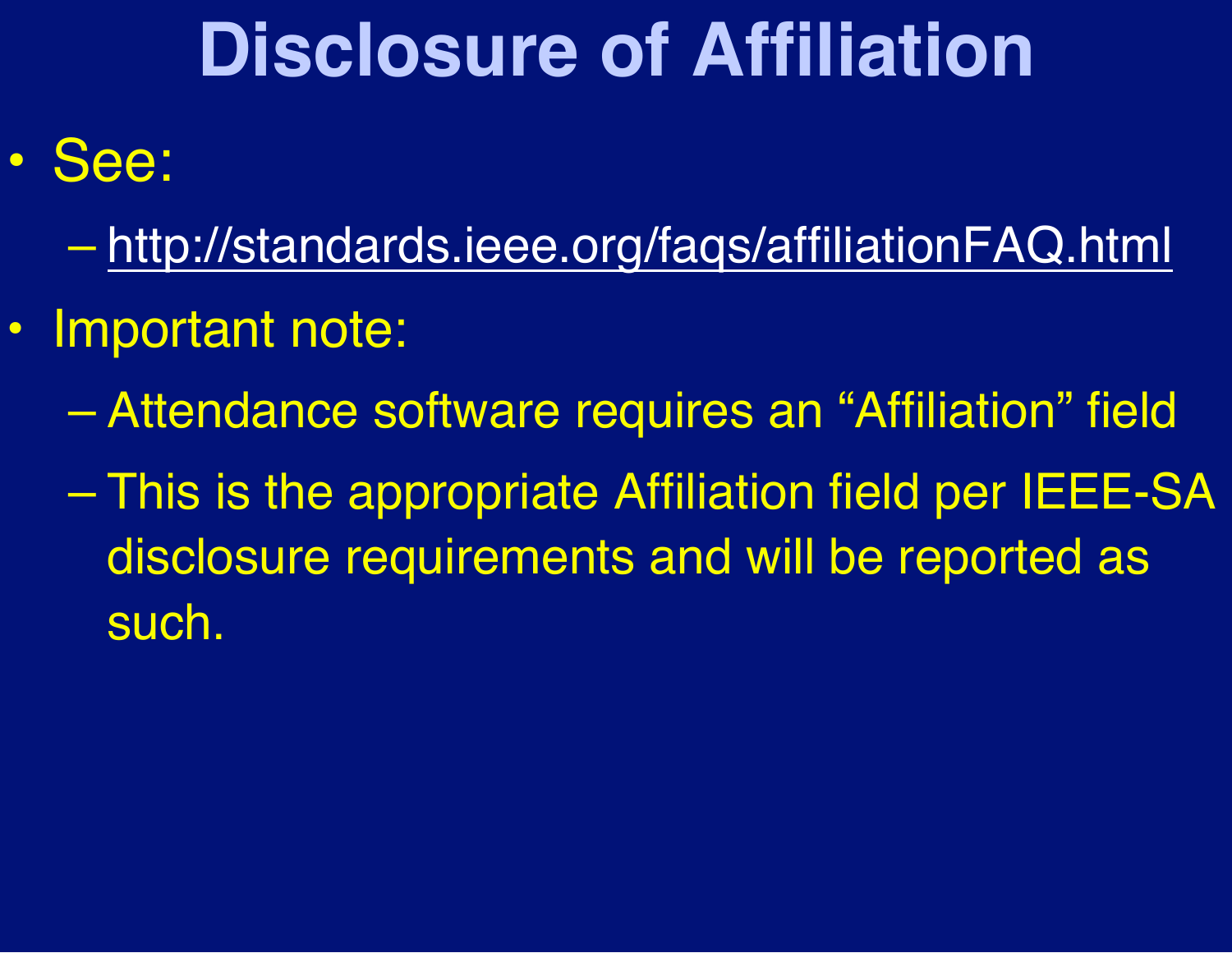# Disclosure of Affiliation

- See:
  - http://standards.ieee.org/faqs/affiliationFAQ.html
- Important note:
  - Attendance software requires an “Affiliation” field
  - This is the appropriate Affiliation field per IEEE-SA disclosure requirements and will be reported as such.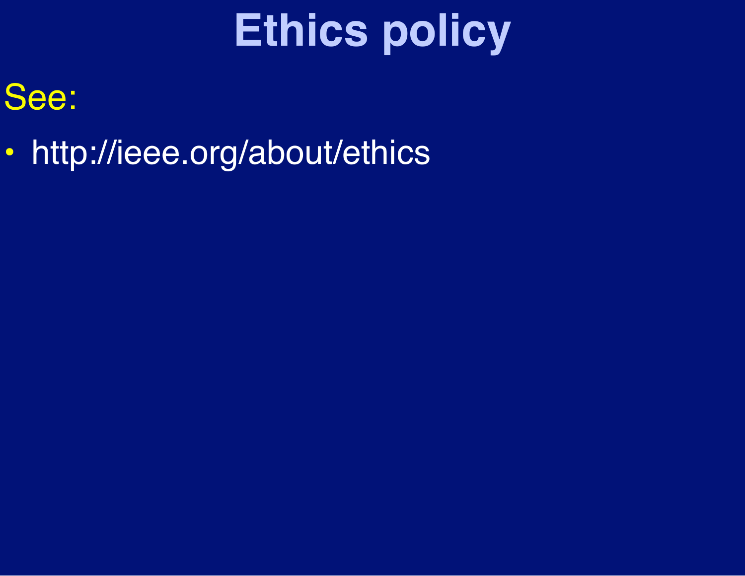# Ethics policy

See:

- http://ieee.org/about/ethics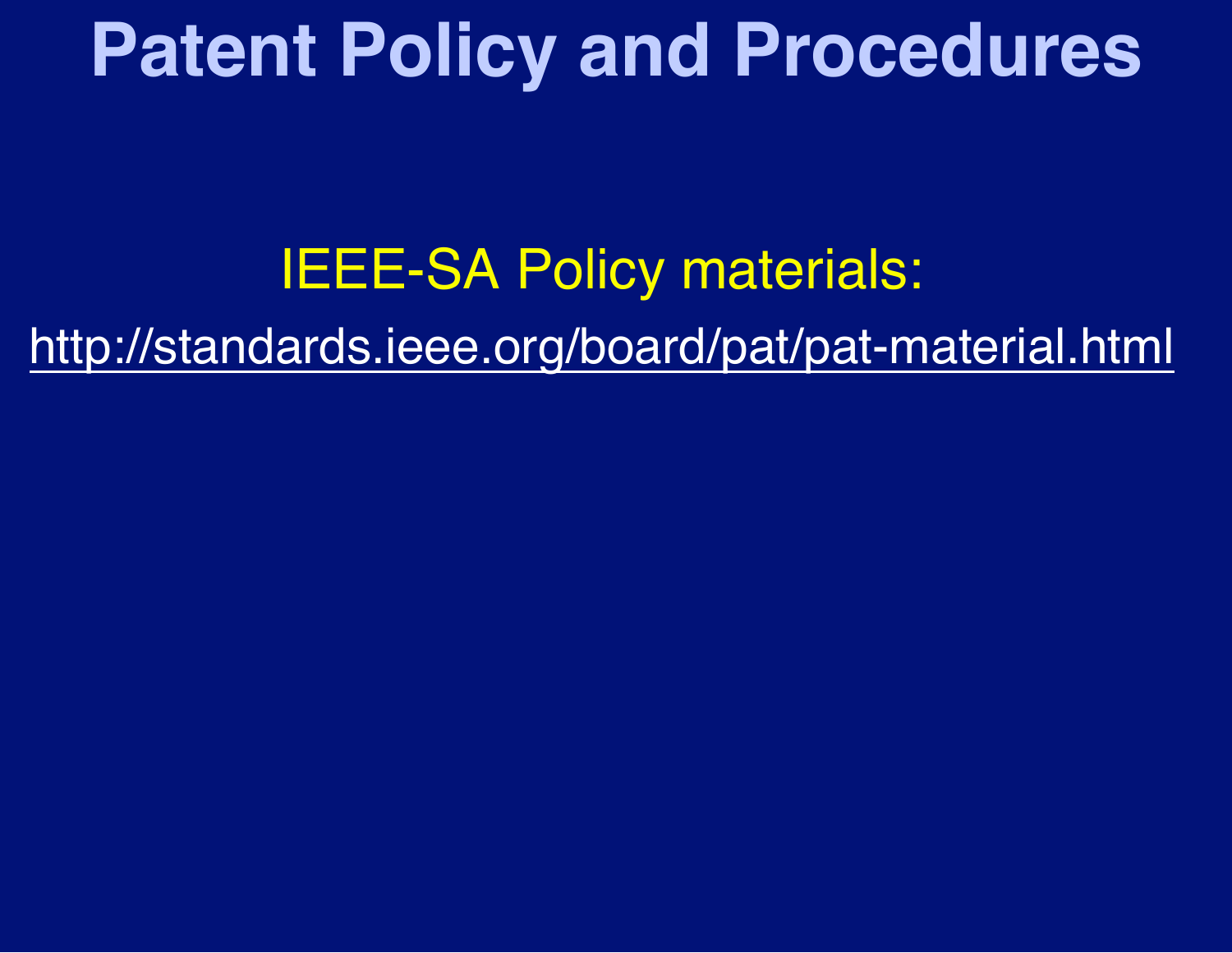# Patent Policy and Procedures

IEEE-SA Policy materials:

http://standards.ieee.org/board/pat/pat-material.html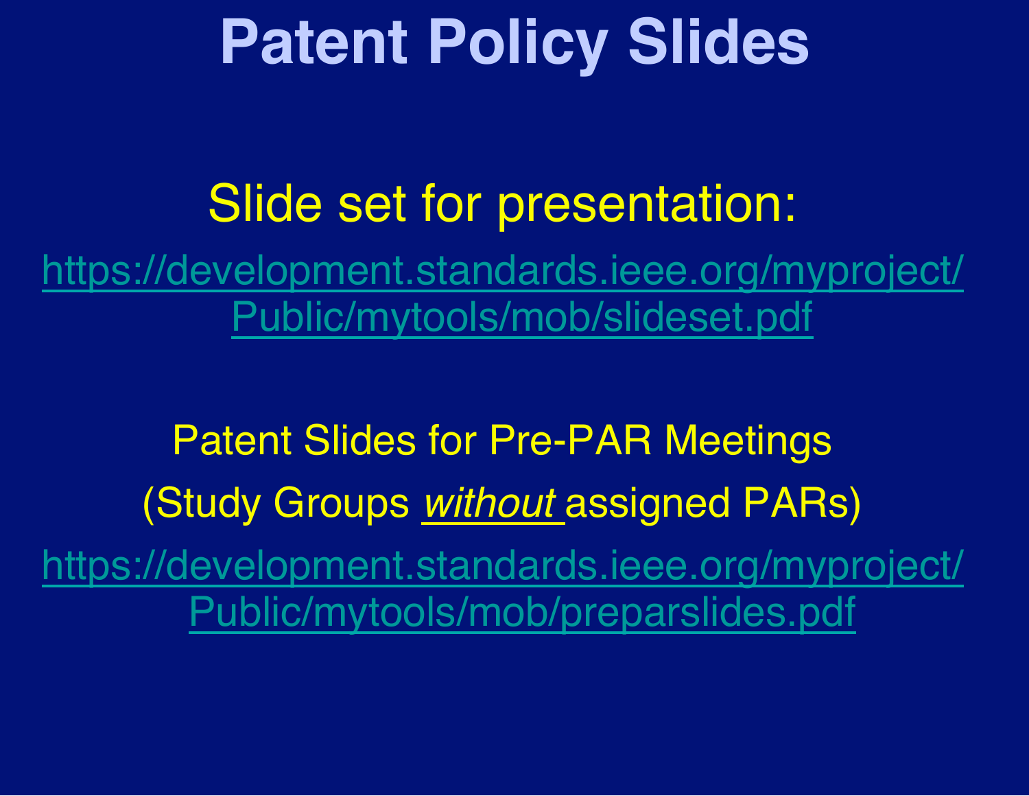# Patent Policy Slides

Slide set for presentation:

https://development.standards.ieee.org/myproject/Public/mytools/mob/slideset.pdf

Patent Slides for Pre-PAR Meetings

(Study Groups *without* assigned PARs)

https://development.standards.ieee.org/myproject/Public/mytools/mob/preparslides.pdf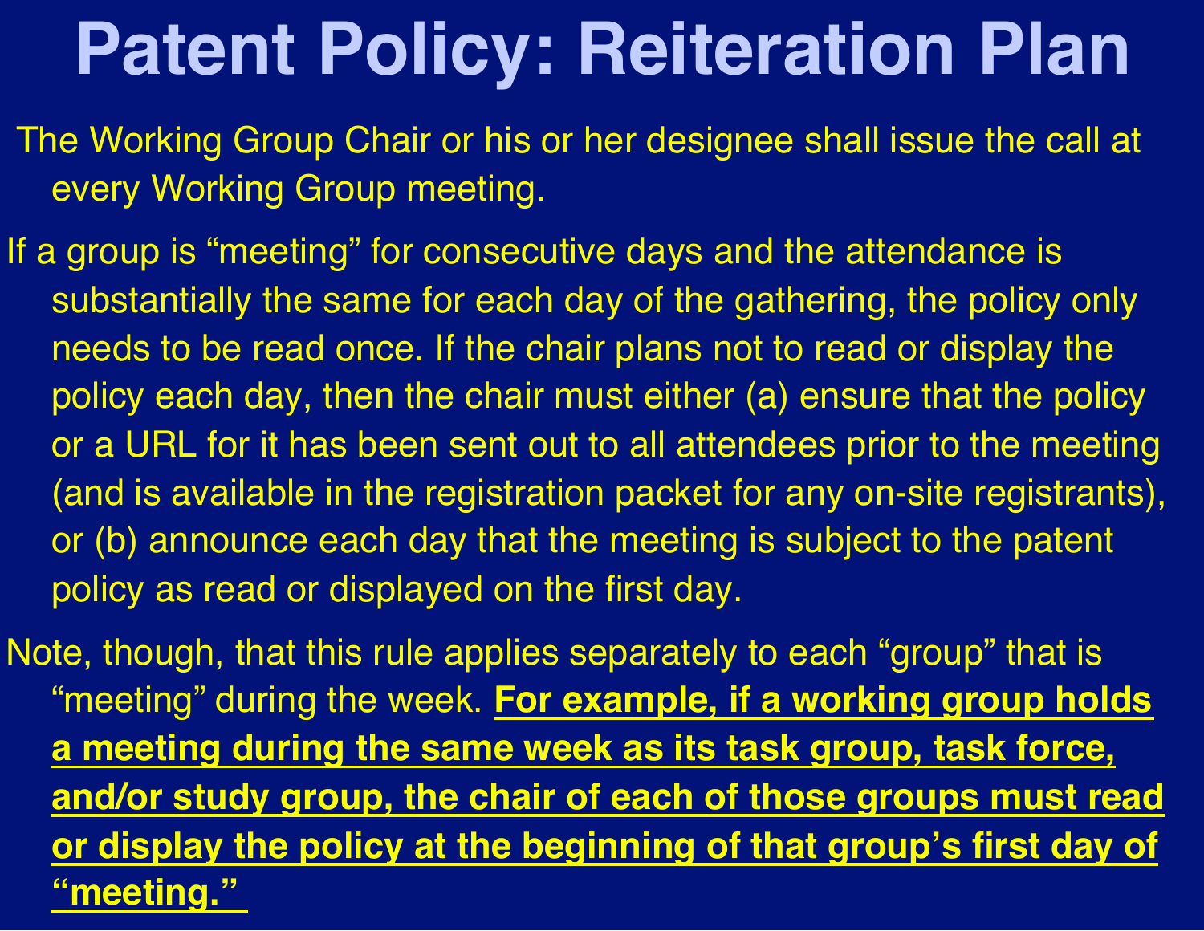# Patent Policy: Reiteration Plan

The Working Group Chair or his or her designee shall issue the call at every Working Group meeting.

If a group is “meeting” for consecutive days and the attendance is substantially the same for each day of the gathering, the policy only needs to be read once. If the chair plans not to read or display the policy each day, then the chair must either (a) ensure that the policy or a URL for it has been sent out to all attendees prior to the meeting (and is available in the registration packet for any on-site registrants), or (b) announce each day that the meeting is subject to the patent policy as read or displayed on the first day.

Note, though, that this rule applies separately to each “group” that is “meeting” during the week. <u>**For example, if a working group holds a meeting during the same week as its task group, task force, and/or study group, the chair of each of those groups must read or display the policy at the beginning of that group’s first day of “meeting.”**</u>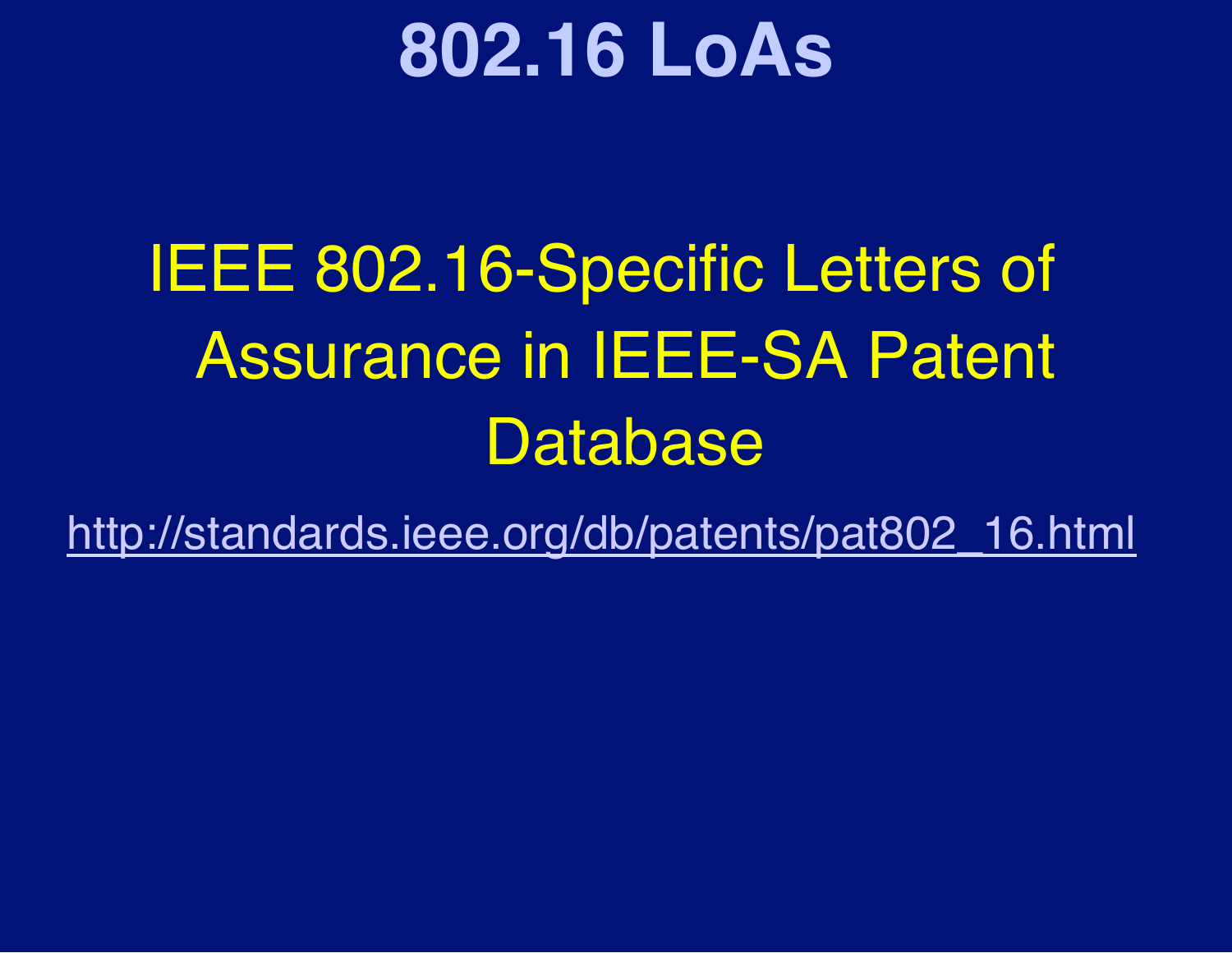# 802.16 LoAs

IEEE 802.16-Specific Letters of Assurance in IEEE-SA Patent Database

http://standards.ieee.org/db/patents/pat802_16.html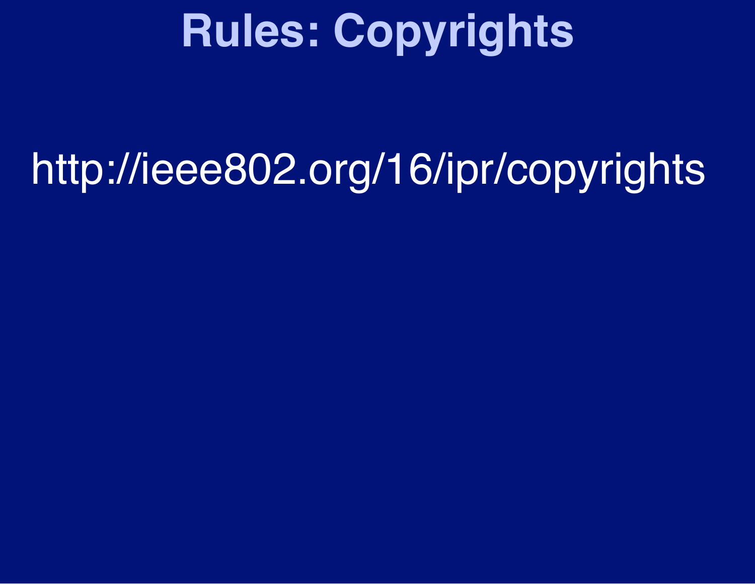# Rules: Copyrights

http://ieee802.org/16/ipr/copyrights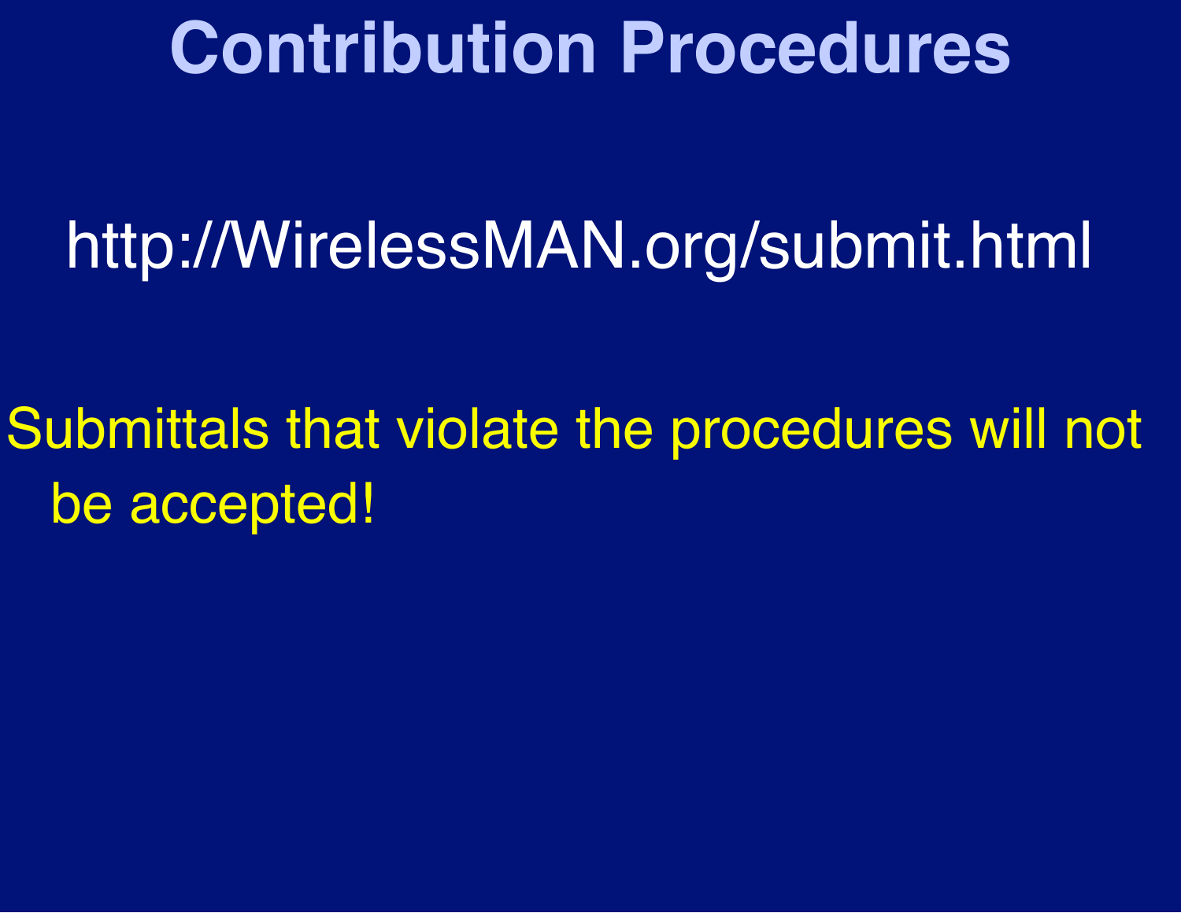# Contribution Procedures

http://WirelessMAN.org/submit.html

Submittals that violate the procedures will not be accepted!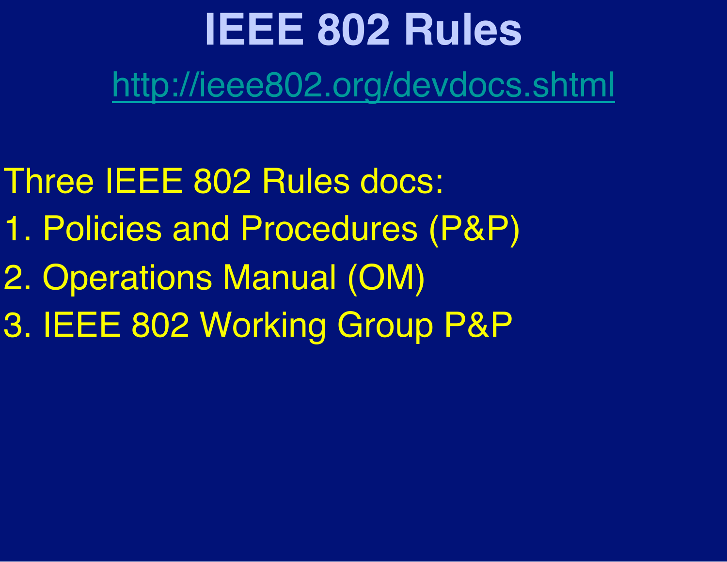# IEEE 802 Rules

http://ieee802.org/devdocs.shtml

Three IEEE 802 Rules docs:

1. Policies and Procedures (P&P)
2. Operations Manual (OM)
3. IEEE 802 Working Group P&P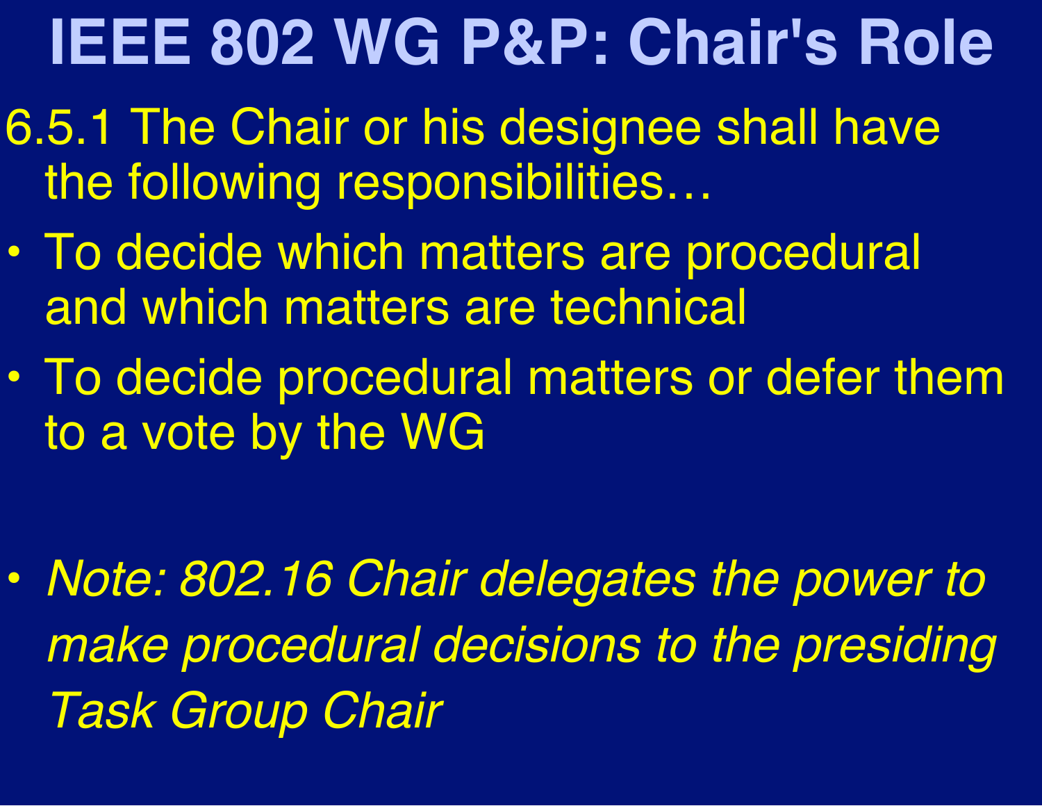# IEEE 802 WG P&P: Chair's Role

6.5.1 The Chair or his designee shall have the following responsibilities…

- To decide which matters are procedural and which matters are technical
- To decide procedural matters or defer them to a vote by the WG

- *Note: 802.16 Chair delegates the power to make procedural decisions to the presiding Task Group Chair*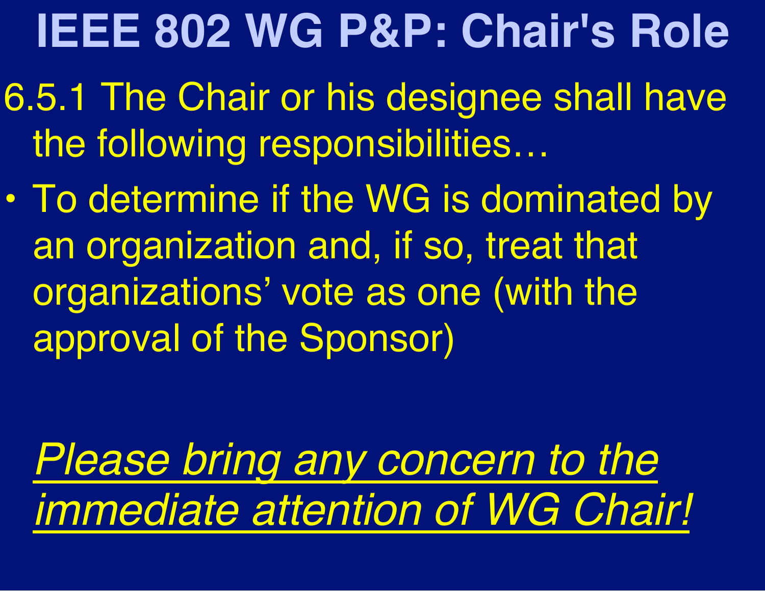# IEEE 802 WG P&P: Chair's Role

6.5.1 The Chair or his designee shall have the following responsibilities…

- To determine if the WG is dominated by an organization and, if so, treat that organizations' vote as one (with the approval of the Sponsor)

*Please bring any concern to the immediate attention of WG Chair!*